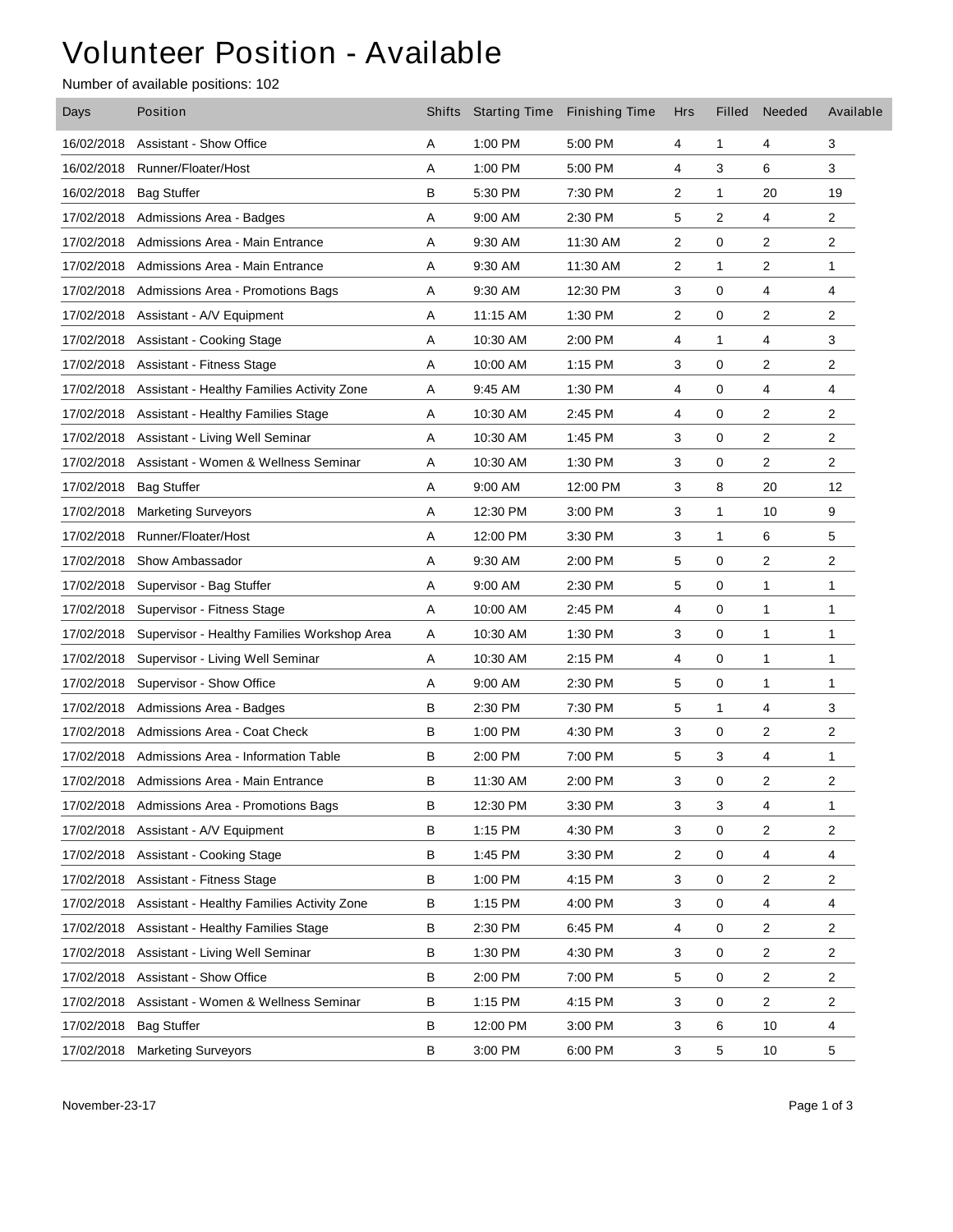# Volunteer Position - Available

Number of available positions: 102

| Days | Position | Shifts | Starting Time | Finishing Time | Hrs | Filled | Needed | Available |
|---|---|---|---|---|---|---|---|---|
| 16/02/2018 | Assistant - Show Office | A | 1:00 PM | 5:00 PM | 4 | 1 | 4 | 3 |
| 16/02/2018 | Runner/Floater/Host | A | 1:00 PM | 5:00 PM | 4 | 3 | 6 | 3 |
| 16/02/2018 | Bag Stuffer | B | 5:30 PM | 7:30 PM | 2 | 1 | 20 | 19 |
| 17/02/2018 | Admissions Area - Badges | A | 9:00 AM | 2:30 PM | 5 | 2 | 4 | 2 |
| 17/02/2018 | Admissions Area - Main Entrance | A | 9:30 AM | 11:30 AM | 2 | 0 | 2 | 2 |
| 17/02/2018 | Admissions Area - Main Entrance | A | 9:30 AM | 11:30 AM | 2 | 1 | 2 | 1 |
| 17/02/2018 | Admissions Area - Promotions Bags | A | 9:30 AM | 12:30 PM | 3 | 0 | 4 | 4 |
| 17/02/2018 | Assistant - A/V Equipment | A | 11:15 AM | 1:30 PM | 2 | 0 | 2 | 2 |
| 17/02/2018 | Assistant - Cooking Stage | A | 10:30 AM | 2:00 PM | 4 | 1 | 4 | 3 |
| 17/02/2018 | Assistant - Fitness Stage | A | 10:00 AM | 1:15 PM | 3 | 0 | 2 | 2 |
| 17/02/2018 | Assistant - Healthy Families Activity Zone | A | 9:45 AM | 1:30 PM | 4 | 0 | 4 | 4 |
| 17/02/2018 | Assistant - Healthy Families Stage | A | 10:30 AM | 2:45 PM | 4 | 0 | 2 | 2 |
| 17/02/2018 | Assistant - Living Well Seminar | A | 10:30 AM | 1:45 PM | 3 | 0 | 2 | 2 |
| 17/02/2018 | Assistant - Women & Wellness Seminar | A | 10:30 AM | 1:30 PM | 3 | 0 | 2 | 2 |
| 17/02/2018 | Bag Stuffer | A | 9:00 AM | 12:00 PM | 3 | 8 | 20 | 12 |
| 17/02/2018 | Marketing Surveyors | A | 12:30 PM | 3:00 PM | 3 | 1 | 10 | 9 |
| 17/02/2018 | Runner/Floater/Host | A | 12:00 PM | 3:30 PM | 3 | 1 | 6 | 5 |
| 17/02/2018 | Show Ambassador | A | 9:30 AM | 2:00 PM | 5 | 0 | 2 | 2 |
| 17/02/2018 | Supervisor - Bag Stuffer | A | 9:00 AM | 2:30 PM | 5 | 0 | 1 | 1 |
| 17/02/2018 | Supervisor - Fitness Stage | A | 10:00 AM | 2:45 PM | 4 | 0 | 1 | 1 |
| 17/02/2018 | Supervisor - Healthy Families Workshop Area | A | 10:30 AM | 1:30 PM | 3 | 0 | 1 | 1 |
| 17/02/2018 | Supervisor - Living Well Seminar | A | 10:30 AM | 2:15 PM | 4 | 0 | 1 | 1 |
| 17/02/2018 | Supervisor - Show Office | A | 9:00 AM | 2:30 PM | 5 | 0 | 1 | 1 |
| 17/02/2018 | Admissions Area - Badges | B | 2:30 PM | 7:30 PM | 5 | 1 | 4 | 3 |
| 17/02/2018 | Admissions Area - Coat Check | B | 1:00 PM | 4:30 PM | 3 | 0 | 2 | 2 |
| 17/02/2018 | Admissions Area - Information Table | B | 2:00 PM | 7:00 PM | 5 | 3 | 4 | 1 |
| 17/02/2018 | Admissions Area - Main Entrance | B | 11:30 AM | 2:00 PM | 3 | 0 | 2 | 2 |
| 17/02/2018 | Admissions Area - Promotions Bags | B | 12:30 PM | 3:30 PM | 3 | 3 | 4 | 1 |
| 17/02/2018 | Assistant - A/V Equipment | B | 1:15 PM | 4:30 PM | 3 | 0 | 2 | 2 |
| 17/02/2018 | Assistant - Cooking Stage | B | 1:45 PM | 3:30 PM | 2 | 0 | 4 | 4 |
| 17/02/2018 | Assistant - Fitness Stage | B | 1:00 PM | 4:15 PM | 3 | 0 | 2 | 2 |
| 17/02/2018 | Assistant - Healthy Families Activity Zone | B | 1:15 PM | 4:00 PM | 3 | 0 | 4 | 4 |
| 17/02/2018 | Assistant - Healthy Families Stage | B | 2:30 PM | 6:45 PM | 4 | 0 | 2 | 2 |
| 17/02/2018 | Assistant - Living Well Seminar | B | 1:30 PM | 4:30 PM | 3 | 0 | 2 | 2 |
| 17/02/2018 | Assistant - Show Office | B | 2:00 PM | 7:00 PM | 5 | 0 | 2 | 2 |
| 17/02/2018 | Assistant - Women & Wellness Seminar | B | 1:15 PM | 4:15 PM | 3 | 0 | 2 | 2 |
| 17/02/2018 | Bag Stuffer | B | 12:00 PM | 3:00 PM | 3 | 6 | 10 | 4 |
| 17/02/2018 | Marketing Surveyors | B | 3:00 PM | 6:00 PM | 3 | 5 | 10 | 5 |

November-23-17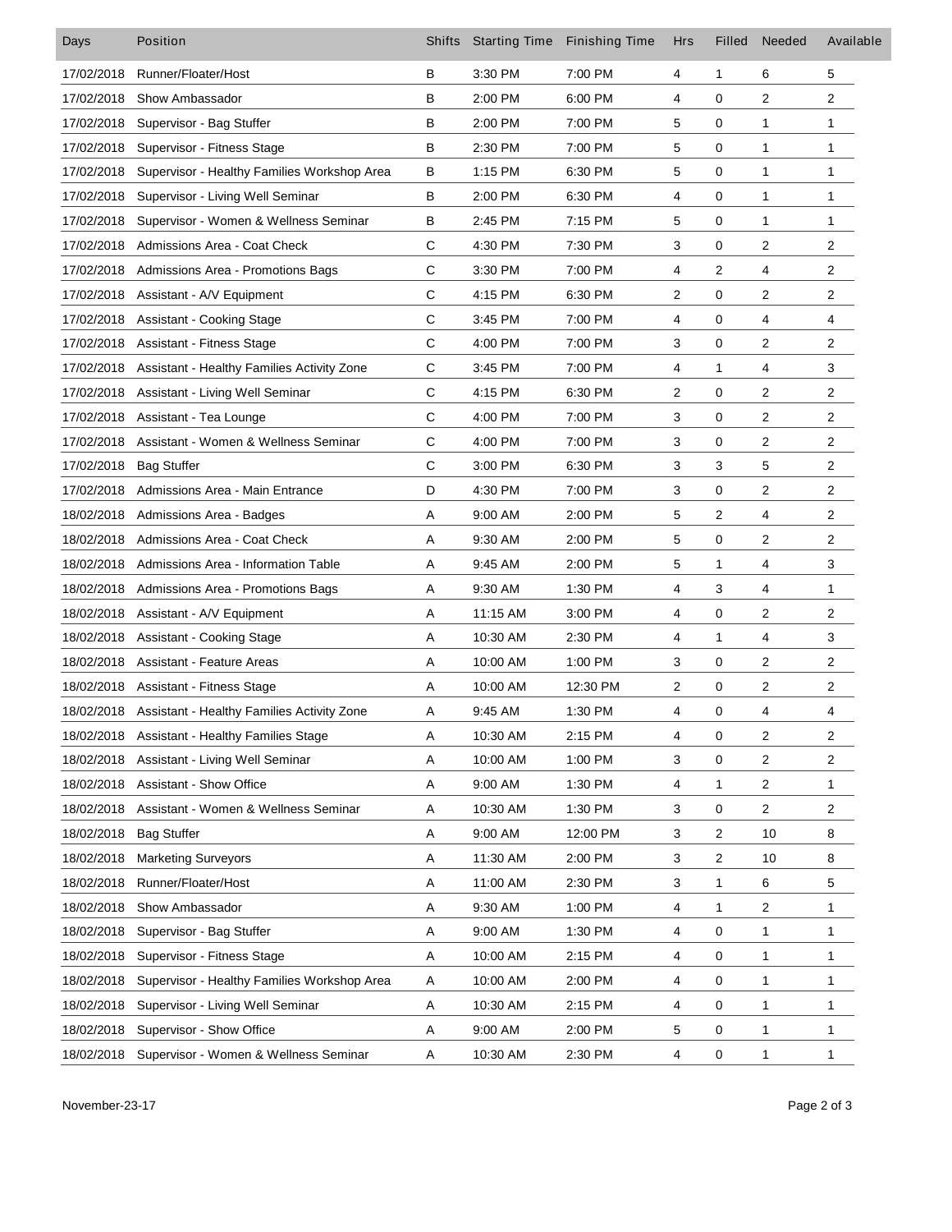| Days | Position | Shifts | Starting Time | Finishing Time | Hrs | Filled | Needed | Available |
|---|---|---|---|---|---|---|---|---|
| 17/02/2018 | Runner/Floater/Host | B | 3:30 PM | 7:00 PM | 4 | 1 | 6 | 5 |
| 17/02/2018 | Show Ambassador | B | 2:00 PM | 6:00 PM | 4 | 0 | 2 | 2 |
| 17/02/2018 | Supervisor - Bag Stuffer | B | 2:00 PM | 7:00 PM | 5 | 0 | 1 | 1 |
| 17/02/2018 | Supervisor - Fitness Stage | B | 2:30 PM | 7:00 PM | 5 | 0 | 1 | 1 |
| 17/02/2018 | Supervisor - Healthy Families Workshop Area | B | 1:15 PM | 6:30 PM | 5 | 0 | 1 | 1 |
| 17/02/2018 | Supervisor - Living Well Seminar | B | 2:00 PM | 6:30 PM | 4 | 0 | 1 | 1 |
| 17/02/2018 | Supervisor - Women & Wellness Seminar | B | 2:45 PM | 7:15 PM | 5 | 0 | 1 | 1 |
| 17/02/2018 | Admissions Area - Coat Check | C | 4:30 PM | 7:30 PM | 3 | 0 | 2 | 2 |
| 17/02/2018 | Admissions Area - Promotions Bags | C | 3:30 PM | 7:00 PM | 4 | 2 | 4 | 2 |
| 17/02/2018 | Assistant - A/V Equipment | C | 4:15 PM | 6:30 PM | 2 | 0 | 2 | 2 |
| 17/02/2018 | Assistant - Cooking Stage | C | 3:45 PM | 7:00 PM | 4 | 0 | 4 | 4 |
| 17/02/2018 | Assistant - Fitness Stage | C | 4:00 PM | 7:00 PM | 3 | 0 | 2 | 2 |
| 17/02/2018 | Assistant - Healthy Families Activity Zone | C | 3:45 PM | 7:00 PM | 4 | 1 | 4 | 3 |
| 17/02/2018 | Assistant - Living Well Seminar | C | 4:15 PM | 6:30 PM | 2 | 0 | 2 | 2 |
| 17/02/2018 | Assistant - Tea Lounge | C | 4:00 PM | 7:00 PM | 3 | 0 | 2 | 2 |
| 17/02/2018 | Assistant - Women & Wellness Seminar | C | 4:00 PM | 7:00 PM | 3 | 0 | 2 | 2 |
| 17/02/2018 | Bag Stuffer | C | 3:00 PM | 6:30 PM | 3 | 3 | 5 | 2 |
| 17/02/2018 | Admissions Area - Main Entrance | D | 4:30 PM | 7:00 PM | 3 | 0 | 2 | 2 |
| 18/02/2018 | Admissions Area - Badges | A | 9:00 AM | 2:00 PM | 5 | 2 | 4 | 2 |
| 18/02/2018 | Admissions Area - Coat Check | A | 9:30 AM | 2:00 PM | 5 | 0 | 2 | 2 |
| 18/02/2018 | Admissions Area - Information Table | A | 9:45 AM | 2:00 PM | 5 | 1 | 4 | 3 |
| 18/02/2018 | Admissions Area - Promotions Bags | A | 9:30 AM | 1:30 PM | 4 | 3 | 4 | 1 |
| 18/02/2018 | Assistant - A/V Equipment | A | 11:15 AM | 3:00 PM | 4 | 0 | 2 | 2 |
| 18/02/2018 | Assistant - Cooking Stage | A | 10:30 AM | 2:30 PM | 4 | 1 | 4 | 3 |
| 18/02/2018 | Assistant - Feature Areas | A | 10:00 AM | 1:00 PM | 3 | 0 | 2 | 2 |
| 18/02/2018 | Assistant - Fitness Stage | A | 10:00 AM | 12:30 PM | 2 | 0 | 2 | 2 |
| 18/02/2018 | Assistant - Healthy Families Activity Zone | A | 9:45 AM | 1:30 PM | 4 | 0 | 4 | 4 |
| 18/02/2018 | Assistant - Healthy Families Stage | A | 10:30 AM | 2:15 PM | 4 | 0 | 2 | 2 |
| 18/02/2018 | Assistant - Living Well Seminar | A | 10:00 AM | 1:00 PM | 3 | 0 | 2 | 2 |
| 18/02/2018 | Assistant - Show Office | A | 9:00 AM | 1:30 PM | 4 | 1 | 2 | 1 |
| 18/02/2018 | Assistant - Women & Wellness Seminar | A | 10:30 AM | 1:30 PM | 3 | 0 | 2 | 2 |
| 18/02/2018 | Bag Stuffer | A | 9:00 AM | 12:00 PM | 3 | 2 | 10 | 8 |
| 18/02/2018 | Marketing Surveyors | A | 11:30 AM | 2:00 PM | 3 | 2 | 10 | 8 |
| 18/02/2018 | Runner/Floater/Host | A | 11:00 AM | 2:30 PM | 3 | 1 | 6 | 5 |
| 18/02/2018 | Show Ambassador | A | 9:30 AM | 1:00 PM | 4 | 1 | 2 | 1 |
| 18/02/2018 | Supervisor - Bag Stuffer | A | 9:00 AM | 1:30 PM | 4 | 0 | 1 | 1 |
| 18/02/2018 | Supervisor - Fitness Stage | A | 10:00 AM | 2:15 PM | 4 | 0 | 1 | 1 |
| 18/02/2018 | Supervisor - Healthy Families Workshop Area | A | 10:00 AM | 2:00 PM | 4 | 0 | 1 | 1 |
| 18/02/2018 | Supervisor - Living Well Seminar | A | 10:30 AM | 2:15 PM | 4 | 0 | 1 | 1 |
| 18/02/2018 | Supervisor - Show Office | A | 9:00 AM | 2:00 PM | 5 | 0 | 1 | 1 |
| 18/02/2018 | Supervisor - Women & Wellness Seminar | A | 10:30 AM | 2:30 PM | 4 | 0 | 1 | 1 |

November-23-17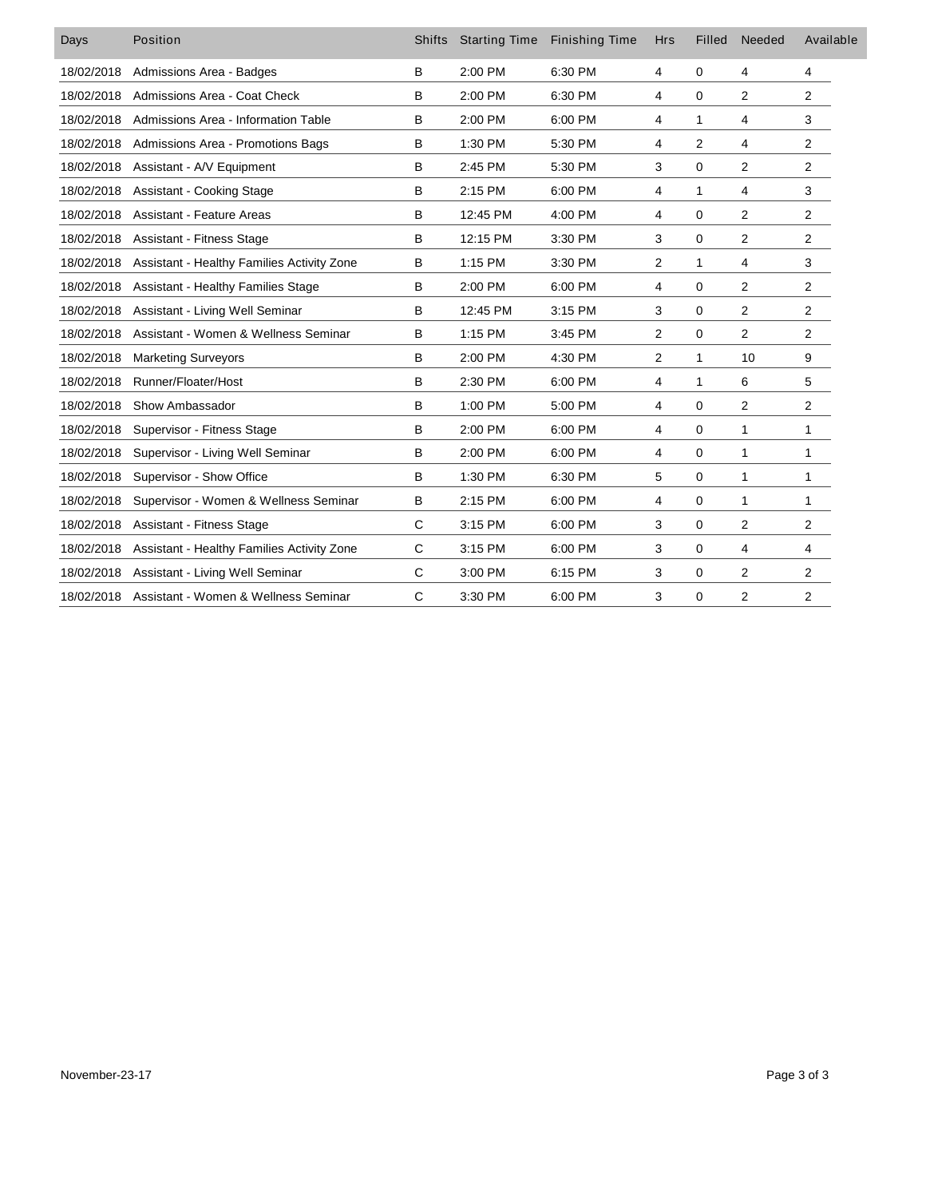| Days | Position | Shifts | Starting Time | Finishing Time | Hrs | Filled | Needed | Available |
|---|---|---|---|---|---|---|---|---|
| 18/02/2018 | Admissions Area - Badges | B | 2:00 PM | 6:30 PM | 4 | 0 | 4 | 4 |
| 18/02/2018 | Admissions Area - Coat Check | B | 2:00 PM | 6:30 PM | 4 | 0 | 2 | 2 |
| 18/02/2018 | Admissions Area - Information Table | B | 2:00 PM | 6:00 PM | 4 | 1 | 4 | 3 |
| 18/02/2018 | Admissions Area - Promotions Bags | B | 1:30 PM | 5:30 PM | 4 | 2 | 4 | 2 |
| 18/02/2018 | Assistant - A/V Equipment | B | 2:45 PM | 5:30 PM | 3 | 0 | 2 | 2 |
| 18/02/2018 | Assistant - Cooking Stage | B | 2:15 PM | 6:00 PM | 4 | 1 | 4 | 3 |
| 18/02/2018 | Assistant - Feature Areas | B | 12:45 PM | 4:00 PM | 4 | 0 | 2 | 2 |
| 18/02/2018 | Assistant - Fitness Stage | B | 12:15 PM | 3:30 PM | 3 | 0 | 2 | 2 |
| 18/02/2018 | Assistant - Healthy Families Activity Zone | B | 1:15 PM | 3:30 PM | 2 | 1 | 4 | 3 |
| 18/02/2018 | Assistant - Healthy Families Stage | B | 2:00 PM | 6:00 PM | 4 | 0 | 2 | 2 |
| 18/02/2018 | Assistant - Living Well Seminar | B | 12:45 PM | 3:15 PM | 3 | 0 | 2 | 2 |
| 18/02/2018 | Assistant - Women & Wellness Seminar | B | 1:15 PM | 3:45 PM | 2 | 0 | 2 | 2 |
| 18/02/2018 | Marketing Surveyors | B | 2:00 PM | 4:30 PM | 2 | 1 | 10 | 9 |
| 18/02/2018 | Runner/Floater/Host | B | 2:30 PM | 6:00 PM | 4 | 1 | 6 | 5 |
| 18/02/2018 | Show Ambassador | B | 1:00 PM | 5:00 PM | 4 | 0 | 2 | 2 |
| 18/02/2018 | Supervisor - Fitness Stage | B | 2:00 PM | 6:00 PM | 4 | 0 | 1 | 1 |
| 18/02/2018 | Supervisor - Living Well Seminar | B | 2:00 PM | 6:00 PM | 4 | 0 | 1 | 1 |
| 18/02/2018 | Supervisor - Show Office | B | 1:30 PM | 6:30 PM | 5 | 0 | 1 | 1 |
| 18/02/2018 | Supervisor - Women & Wellness Seminar | B | 2:15 PM | 6:00 PM | 4 | 0 | 1 | 1 |
| 18/02/2018 | Assistant - Fitness Stage | C | 3:15 PM | 6:00 PM | 3 | 0 | 2 | 2 |
| 18/02/2018 | Assistant - Healthy Families Activity Zone | C | 3:15 PM | 6:00 PM | 3 | 0 | 4 | 4 |
| 18/02/2018 | Assistant - Living Well Seminar | C | 3:00 PM | 6:15 PM | 3 | 0 | 2 | 2 |
| 18/02/2018 | Assistant - Women & Wellness Seminar | C | 3:30 PM | 6:00 PM | 3 | 0 | 2 | 2 |

November-23-17